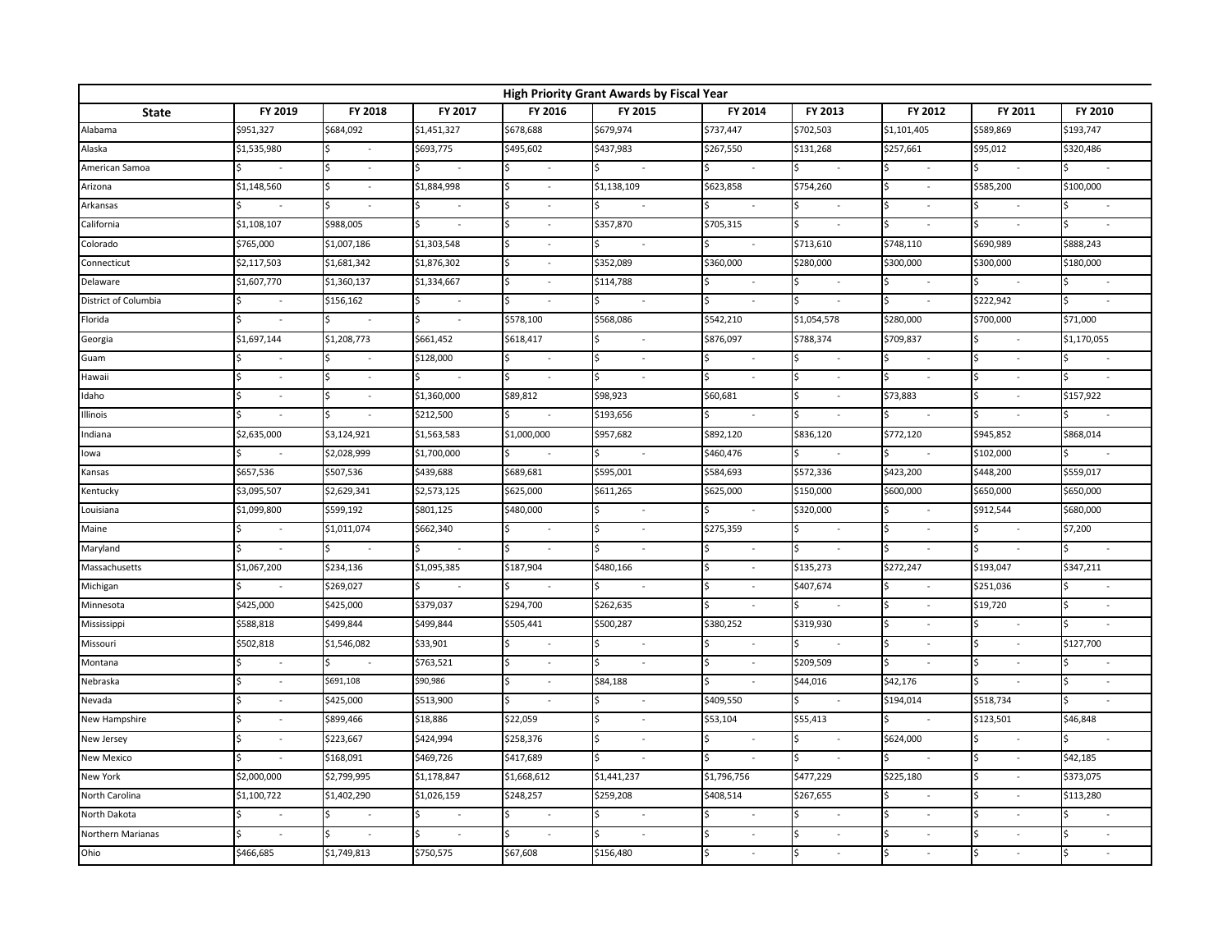| High Priority Grant Awards by Fiscal Year | | | | | | | | | | |
|---|---|---|---|---|---|---|---|---|---|---|
| **State** | **FY 2019** | **FY 2018** | **FY 2017** | **FY 2016** | **FY 2015** | **FY 2014** | **FY 2013** | **FY 2012** | **FY 2011** | **FY 2010** |
| Alabama | $951,327 | $684,092 | $1,451,327 | $678,688 | $679,974 | $737,447 | $702,503 | $1,101,405 | $589,869 | $193,747 |
| Alaska | $1,535,980 | $ - | $693,775 | $495,602 | $437,983 | $267,550 | $131,268 | $257,661 | $95,012 | $320,486 |
| American Samoa | $ - | $ - | $ - | $ - | $ - | $ - | $ - | $ - | $ - | $ - |
| Arizona | $1,148,560 | $ - | $1,884,998 | $ - | $1,138,109 | $623,858 | $754,260 | $ - | $585,200 | $100,000 |
| Arkansas | $ - | $ - | $ - | $ - | $ - | $ - | $ - | $ - | $ - | $ - |
| California | $1,108,107 | $988,005 | $ - | $ - | $357,870 | $705,315 | $ - | $ - | $ - | $ - |
| Colorado | $765,000 | $1,007,186 | $1,303,548 | $ - | $ - | $ - | $713,610 | $748,110 | $690,989 | $888,243 |
| Connecticut | $2,117,503 | $1,681,342 | $1,876,302 | $ - | $352,089 | $360,000 | $280,000 | $300,000 | $300,000 | $180,000 |
| Delaware | $1,607,770 | $1,360,137 | $1,334,667 | $ - | $114,788 | $ - | $ - | $ - | $ - | $ - |
| District of Columbia | $ - | $156,162 | $ - | $ - | $ - | $ - | $ - | $ - | $222,942 | $ - |
| Florida | $ - | $ - | $ - | $578,100 | $568,086 | $542,210 | $1,054,578 | $280,000 | $700,000 | $71,000 |
| Georgia | $1,697,144 | $1,208,773 | $661,452 | $618,417 | $ - | $876,097 | $788,374 | $709,837 | $ - | $1,170,055 |
| Guam | $ - | $ - | $128,000 | $ - | $ - | $ - | $ - | $ - | $ - | $ - |
| Hawaii | $ - | $ - | $ - | $ - | $ - | $ - | $ - | $ - | $ - | $ - |
| Idaho | $ - | $ - | $1,360,000 | $89,812 | $98,923 | $60,681 | $ - | $73,883 | $ - | $157,922 |
| Illinois | $ - | $ - | $212,500 | $ - | $193,656 | $ - | $ - | $ - | $ - | $ - |
| Indiana | $2,635,000 | $3,124,921 | $1,563,583 | $1,000,000 | $957,682 | $892,120 | $836,120 | $772,120 | $945,852 | $868,014 |
| Iowa | $ - | $2,028,999 | $1,700,000 | $ - | $ - | $460,476 | $ - | $ - | $102,000 | $ - |
| Kansas | $657,536 | $507,536 | $439,688 | $689,681 | $595,001 | $584,693 | $572,336 | $423,200 | $448,200 | $559,017 |
| Kentucky | $3,095,507 | $2,629,341 | $2,573,125 | $625,000 | $611,265 | $625,000 | $150,000 | $600,000 | $650,000 | $650,000 |
| Louisiana | $1,099,800 | $599,192 | $801,125 | $480,000 | $ - | $ - | $320,000 | $ - | $912,544 | $680,000 |
| Maine | $ - | $1,011,074 | $662,340 | $ - | $ - | $275,359 | $ - | $ - | $ - | $7,200 |
| Maryland | $ - | $ - | $ - | $ - | $ - | $ - | $ - | $ - | $ - | $ - |
| Massachusetts | $1,067,200 | $234,136 | $1,095,385 | $187,904 | $480,166 | $ - | $135,273 | $272,247 | $193,047 | $347,211 |
| Michigan | $ - | $269,027 | $ - | $ - | $ - | $ - | $407,674 | $ - | $251,036 | $ - |
| Minnesota | $425,000 | $425,000 | $379,037 | $294,700 | $262,635 | $ - | $ - | $ - | $19,720 | $ - |
| Mississippi | $588,818 | $499,844 | $499,844 | $505,441 | $500,287 | $380,252 | $319,930 | $ - | $ - | $ - |
| Missouri | $502,818 | $1,546,082 | $33,901 | $ - | $ - | $ - | $ - | $ - | $ - | $127,700 |
| Montana | $ - | $ - | $763,521 | $ - | $ - | $ - | $209,509 | $ - | $ - | $ - |
| Nebraska | $ - | $691,108 | $90,986 | $ - | $84,188 | $ - | $44,016 | $42,176 | $ - | $ - |
| Nevada | $ - | $425,000 | $513,900 | $ - | $ - | $409,550 | $ - | $194,014 | $518,734 | $ - |
| New Hampshire | $ - | $899,466 | $18,886 | $22,059 | $ - | $53,104 | $55,413 | $ - | $123,501 | $46,848 |
| New Jersey | $ - | $223,667 | $424,994 | $258,376 | $ - | $ - | $ - | $624,000 | $ - | $ - |
| New Mexico | $ - | $168,091 | $469,726 | $417,689 | $ - | $ - | $ - | $ - | $ - | $42,185 |
| New York | $2,000,000 | $2,799,995 | $1,178,847 | $1,668,612 | $1,441,237 | $1,796,756 | $477,229 | $225,180 | $ - | $373,075 |
| North Carolina | $1,100,722 | $1,402,290 | $1,026,159 | $248,257 | $259,208 | $408,514 | $267,655 | $ - | $ - | $113,280 |
| North Dakota | $ - | $ - | $ - | $ - | $ - | $ - | $ - | $ - | $ - | $ - |
| Northern Marianas | $ - | $ - | $ - | $ - | $ - | $ - | $ - | $ - | $ - | $ - |
| Ohio | $466,685 | $1,749,813 | $750,575 | $67,608 | $156,480 | $ - | $ - | $ - | $ - | $ - |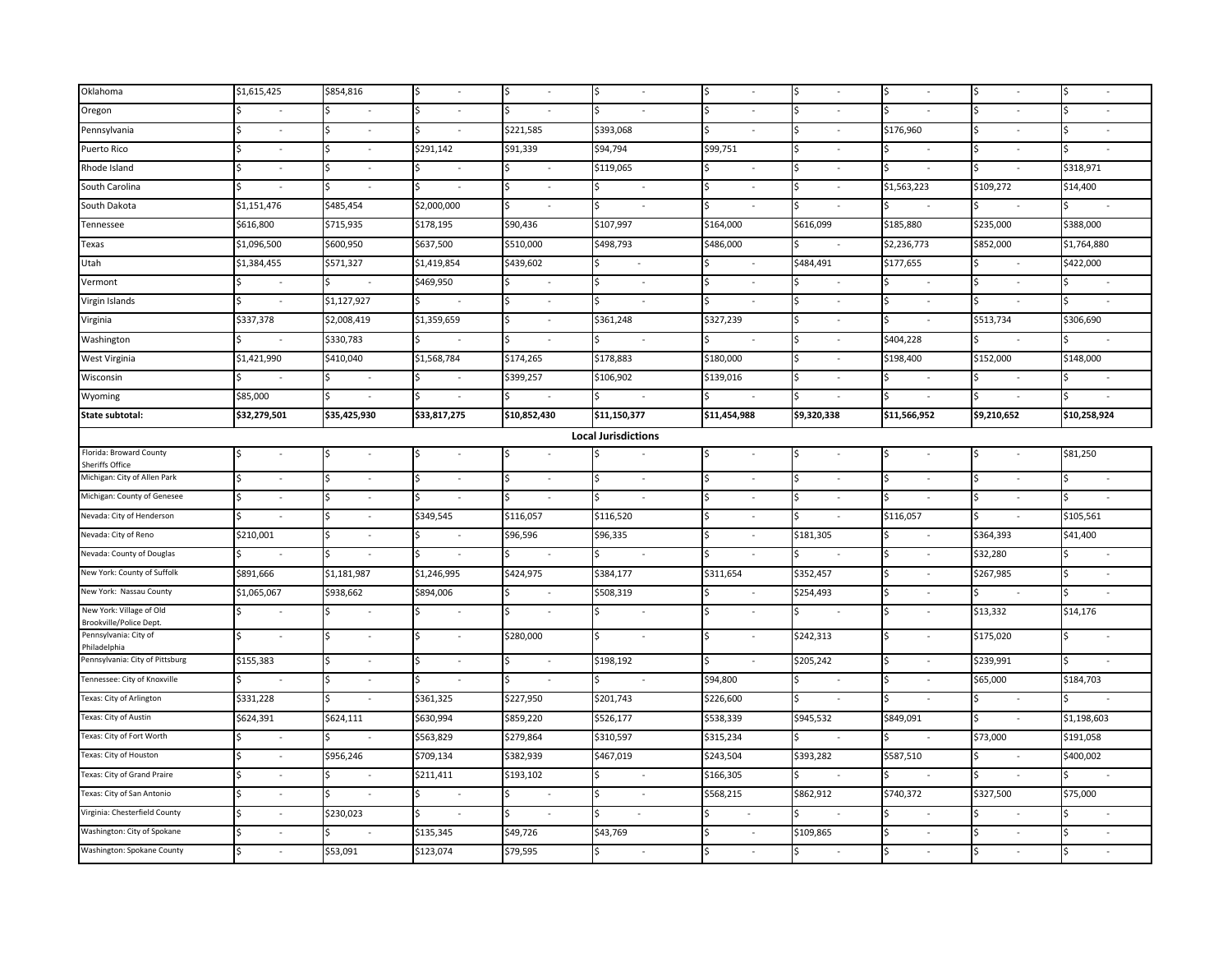| | | | | | | | | | | |
|---|---|---|---|---|---|---|---|---|---|---|
| Oklahoma | $1,615,425 | $854,816 | $ - | $ - | $ - | $ - | $ - | $ - | $ - | $ - |
| Oregon | $ - | $ - | $ - | $ - | $ - | $ - | $ - | $ - | $ - | $ - |
| Pennsylvania | $ - | $ - | $ - | $221,585 | $393,068 | $ - | $ - | $176,960 | $ - | $ - |
| Puerto Rico | $ - | $ - | $291,142 | $91,339 | $94,794 | $99,751 | $ - | $ - | $ - | $ - |
| Rhode Island | $ - | $ - | $ - | $ - | $119,065 | $ - | $ - | $ - | $ - | $318,971 |
| South Carolina | $ - | $ - | $ - | $ - | $ - | $ - | $ - | $1,563,223 | $109,272 | $14,400 |
| South Dakota | $1,151,476 | $485,454 | $2,000,000 | $ - | $ - | $ - | $ - | $ - | $ - | $ - |
| Tennessee | $616,800 | $715,935 | $178,195 | $90,436 | $107,997 | $164,000 | $616,099 | $185,880 | $235,000 | $388,000 |
| Texas | $1,096,500 | $600,950 | $637,500 | $510,000 | $498,793 | $486,000 | $ - | $2,236,773 | $852,000 | $1,764,880 |
| Utah | $1,384,455 | $571,327 | $1,419,854 | $439,602 | $ - | $ - | $484,491 | $177,655 | $ - | $422,000 |
| Vermont | $ - | $ - | $469,950 | $ - | $ - | $ - | $ - | $ - | $ - | $ - |
| Virgin Islands | $ - | $1,127,927 | $ - | $ - | $ - | $ - | $ - | $ - | $ - | $ - |
| Virginia | $337,378 | $2,008,419 | $1,359,659 | $ - | $361,248 | $327,239 | $ - | $ - | $513,734 | $306,690 |
| Washington | $ - | $330,783 | $ - | $ - | $ - | $ - | $ - | $404,228 | $ - | $ - |
| West Virginia | $1,421,990 | $410,040 | $1,568,784 | $174,265 | $178,883 | $180,000 | $ - | $198,400 | $152,000 | $148,000 |
| Wisconsin | $ - | $ - | $ - | $399,257 | $106,902 | $139,016 | $ - | $ - | $ - | $ - |
| Wyoming | $85,000 | $ - | $ - | $ - | $ - | $ - | $ - | $ - | $ - | $ - |
| **State subtotal:** | **$32,279,501** | **$35,425,930** | **$33,817,275** | **$10,852,430** | **$11,150,377** | **$11,454,988** | **$9,320,338** | **$11,566,952** | **$9,210,652** | **$10,258,924** |
| | | | | | **Local Jurisdictions** | | | | | |
| Florida: Broward County Sheriffs Office | $ - | $ - | $ - | $ - | $ - | $ - | $ - | $ - | $ - | $81,250 |
| Michigan: City of Allen Park | $ - | $ - | $ - | $ - | $ - | $ - | $ - | $ - | $ - | $ - |
| Michigan: County of Genesee | $ - | $ - | $ - | $ - | $ - | $ - | $ - | $ - | $ - | $ - |
| Nevada: City of Henderson | $ - | $ - | $349,545 | $116,057 | $116,520 | $ - | $ - | $116,057 | $ - | $105,561 |
| Nevada: City of Reno | $210,001 | $ - | $ - | $96,596 | $96,335 | $ - | $181,305 | $ - | $364,393 | $41,400 |
| Nevada: County of Douglas | $ - | $ - | $ - | $ - | $ - | $ - | $ - | $ - | $32,280 | $ - |
| New York: County of Suffolk | $891,666 | $1,181,987 | $1,246,995 | $424,975 | $384,177 | $311,654 | $352,457 | $ - | $267,985 | $ - |
| New York: Nassau County | $1,065,067 | $938,662 | $894,006 | $ - | $508,319 | $ - | $254,493 | $ - | $ - | $ - |
| New York: Village of Old Brookville/Police Dept. | $ - | $ - | $ - | $ - | $ - | $ - | $ - | $ - | $13,332 | $14,176 |
| Pennsylvania: City of Philadelphia | $ - | $ - | $ - | $280,000 | $ - | $ - | $242,313 | $ - | $175,020 | $ - |
| Pennsylvania: City of Pittsburg | $155,383 | $ - | $ - | $ - | $198,192 | $ - | $205,242 | $ - | $239,991 | $ - |
| Tennessee: City of Knoxville | $ - | $ - | $ - | $ - | $ - | $94,800 | $ - | $ - | $65,000 | $184,703 |
| Texas: City of Arlington | $331,228 | $ - | $361,325 | $227,950 | $201,743 | $226,600 | $ - | $ - | $ - | $ - |
| Texas: City of Austin | $624,391 | $624,111 | $630,994 | $859,220 | $526,177 | $538,339 | $945,532 | $849,091 | $ - | $1,198,603 |
| Texas: City of Fort Worth | $ - | $ - | $563,829 | $279,864 | $310,597 | $315,234 | $ - | $ - | $73,000 | $191,058 |
| Texas: City of Houston | $ - | $956,246 | $709,134 | $382,939 | $467,019 | $243,504 | $393,282 | $587,510 | $ - | $400,002 |
| Texas: City of Grand Praire | $ - | $ - | $211,411 | $193,102 | $ - | $166,305 | $ - | $ - | $ - | $ - |
| Texas: City of San Antonio | $ - | $ - | $ - | $ - | $ - | $568,215 | $862,912 | $740,372 | $327,500 | $75,000 |
| Virginia: Chesterfield County | $ - | $230,023 | $ - | $ - | $ - | $ - | $ - | $ - | $ - | $ - |
| Washington: City of Spokane | $ - | $ - | $135,345 | $49,726 | $43,769 | $ - | $109,865 | $ - | $ - | $ - |
| Washington: Spokane County | $ - | $53,091 | $123,074 | $79,595 | $ - | $ - | $ - | $ - | $ - | $ - |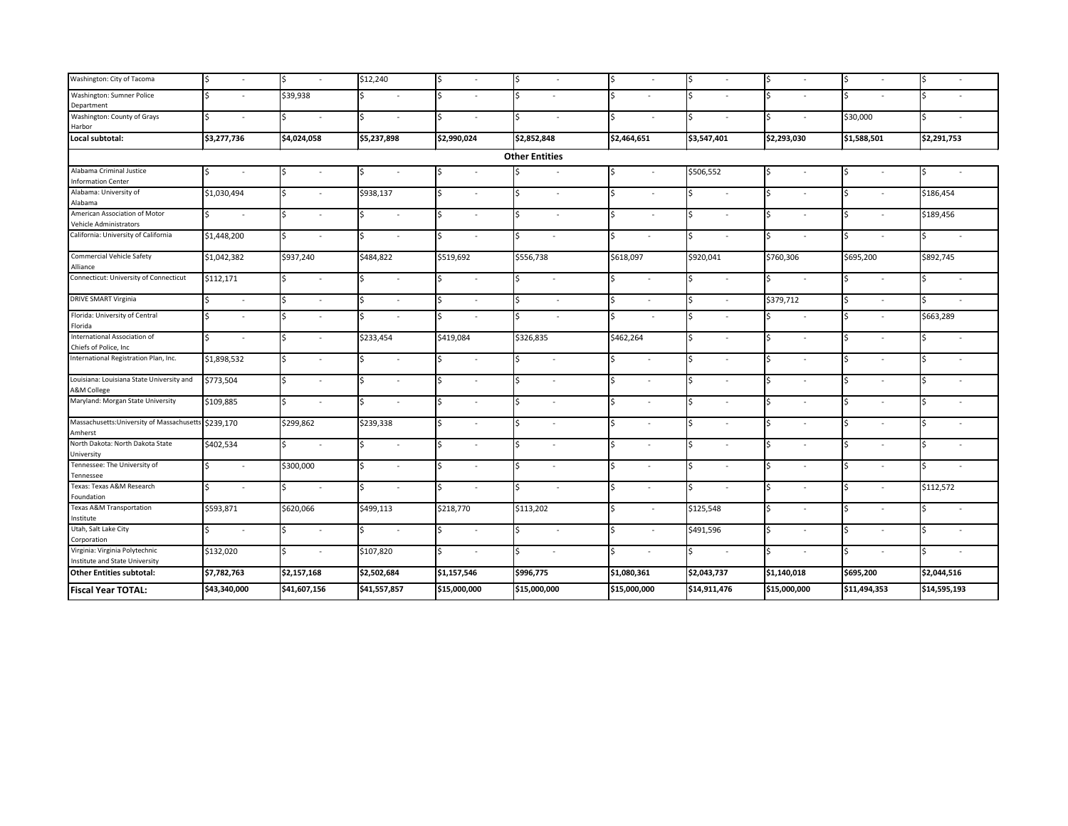| | | | | | | | | | | |
|---|---|---|---|---|---|---|---|---|---|---|
| Washington: City of Tacoma | $ - | $ - | $12,240 | $ - | $ - | $ - | $ - | $ - | $ - | $ - |
| Washington: Sumner Police Department | $ - | $39,938 | $ - | $ - | $ - | $ - | $ - | $ - | $ - | $ - |
| Washington: County of Grays Harbor | $ - | $ - | $ - | $ - | $ - | $ - | $ - | $ - | $30,000 | $ - |
| **Local subtotal:** | **$3,277,736** | **$4,024,058** | **$5,237,898** | **$2,990,024** | **$2,852,848** | **$2,464,651** | **$3,547,401** | **$2,293,030** | **$1,588,501** | **$2,291,753** |
| **Other Entities** | | | | | | | | | | |
| Alabama Criminal Justice Information Center | $ - | $ - | $ - | $ - | $ - | $ - | $506,552 | $ - | $ - | $ - |
| Alabama: University of Alabama | $1,030,494 | $ - | $938,137 | $ - | $ - | $ - | $ - | $ - | $ - | $186,454 |
| American Association of Motor Vehicle Administrators | $ - | $ - | $ - | $ - | $ - | $ - | $ - | $ - | $ - | $189,456 |
| California: University of California | $1,448,200 | $ - | $ - | $ - | $ - | $ - | $ - | $ - | $ - | $ - |
| Commercial Vehicle Safety Alliance | $1,042,382 | $937,240 | $484,822 | $519,692 | $556,738 | $618,097 | $920,041 | $760,306 | $695,200 | $892,745 |
| Connecticut: University of Connecticut | $112,171 | $ - | $ - | $ - | $ - | $ - | $ - | $ - | $ - | $ - |
| DRIVE SMART Virginia | $ - | $ - | $ - | $ - | $ - | $ - | $ - | $379,712 | $ - | $ - |
| Florida: University of Central Florida | $ - | $ - | $ - | $ - | $ - | $ - | $ - | $ - | $ - | $663,289 |
| International Association of Chiefs of Police, Inc | $ - | $ - | $233,454 | $419,084 | $326,835 | $462,264 | $ - | $ - | $ - | $ - |
| International Registration Plan, Inc. | $1,898,532 | $ - | $ - | $ - | $ - | $ - | $ - | $ - | $ - | $ - |
| Louisiana: Louisiana State University and A&M College | $773,504 | $ - | $ - | $ - | $ - | $ - | $ - | $ - | $ - | $ - |
| Maryland: Morgan State University | $109,885 | $ - | $ - | $ - | $ - | $ - | $ - | $ - | $ - | $ - |
| Massachusetts:University of Massachusetts Amherst | $239,170 | $299,862 | $239,338 | $ - | $ - | $ - | $ - | $ - | $ - | $ - |
| North Dakota: North Dakota State University | $402,534 | $ - | $ - | $ - | $ - | $ - | $ - | $ - | $ - | $ - |
| Tennessee: The University of Tennessee | $ - | $300,000 | $ - | $ - | $ - | $ - | $ - | $ - | $ - | $ - |
| Texas: Texas A&M Research Foundation | $ - | $ - | $ - | $ - | $ - | $ - | $ - | $ - | $ - | $112,572 |
| Texas A&M Transportation Institute | $593,871 | $620,066 | $499,113 | $218,770 | $113,202 | $ - | $125,548 | $ - | $ - | $ - |
| Utah, Salt Lake City Corporation | $ - | $ - | $ - | $ - | $ - | $ - | $491,596 | $ - | $ - | $ - |
| Virginia: Virginia Polytechnic Institute and State University | $132,020 | $ - | $107,820 | $ - | $ - | $ - | $ - | $ - | $ - | $ - |
| **Other Entities subtotal:** | **$7,782,763** | **$2,157,168** | **$2,502,684** | **$1,157,546** | **$996,775** | **$1,080,361** | **$2,043,737** | **$1,140,018** | **$695,200** | **$2,044,516** |
| **Fiscal Year TOTAL:** | **$43,340,000** | **$41,607,156** | **$41,557,857** | **$15,000,000** | **$15,000,000** | **$15,000,000** | **$14,911,476** | **$15,000,000** | **$11,494,353** | **$14,595,193** |